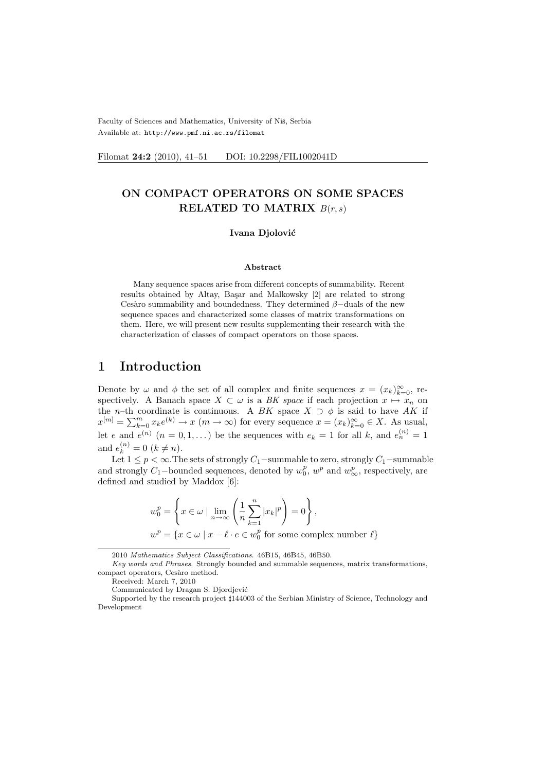Faculty of Sciences and Mathematics, University of Niš, Serbia
Available at: http://www.pmf.ni.ac.rs/filomat

Filomat **24:2** (2010), 41–51 DOI: 10.2298/FIL1002041D

# ON COMPACT OPERATORS ON SOME SPACES RELATED TO MATRIX $B(r, s)$

**Ivana Djolović**

**Abstract**

Many sequence spaces arise from different concepts of summability. Recent results obtained by Altay, Başar and Malkowsky [2] are related to strong Cesàro summability and boundedness. They determined $\beta-$duals of the new sequence spaces and characterized some classes of matrix transformations on them. Here, we will present new results supplementing their research with the characterization of classes of compact operators on those spaces.

## 1 Introduction

Denote by $\omega$ and $\phi$ the set of all complex and finite sequences $x = (x_k)_{k=0}^{\infty}$, respectively. A Banach space $X \subset \omega$ is a *BK space* if each projection $x \mapsto x_n$ on the $n$–th coordinate is continuous. A *BK* space $X \supset \phi$ is said to have *AK* if $x^{[m]} = \sum_{k=0}^{m} x_k e^{(k)} \to x$ $(m \to \infty)$ for every sequence $x = (x_k)_{k=0}^{\infty} \in X$. As usual, let $e$ and $e^{(n)}$ $(n = 0, 1, \dots)$ be the sequences with $e_k = 1$ for all $k$, and $e_n^{(n)} = 1$ and $e_k^{(n)} = 0$ $(k \neq n)$.

Let $1 \leq p < \infty$. The sets of strongly $C_1-$summable to zero, strongly $C_1-$summable and strongly $C_1-$bounded sequences, denoted by $w_0^p$, $w^p$ and $w_\infty^p$, respectively, are defined and studied by Maddox [6]:

$$w_0^p = \left\{ x \in \omega \mid \lim_{n\to\infty} \left( \frac{1}{n} \sum_{k=1}^{n} |x_k|^p \right) = 0 \right\},$$

$$w^p = \{ x \in \omega \mid x - \ell \cdot e \in w_0^p \text{ for some complex number } \ell \}$$

2010 *Mathematics Subject Classifications.* 46B15, 46B45, 46B50.

*Key words and Phrases.* Strongly bounded and summable sequences, matrix transformations, compact operators, Cesàro method.

Received: March 7, 2010

Communicated by Dragan S. Djordjević

Supported by the research project ♯144003 of the Serbian Ministry of Science, Technology and Development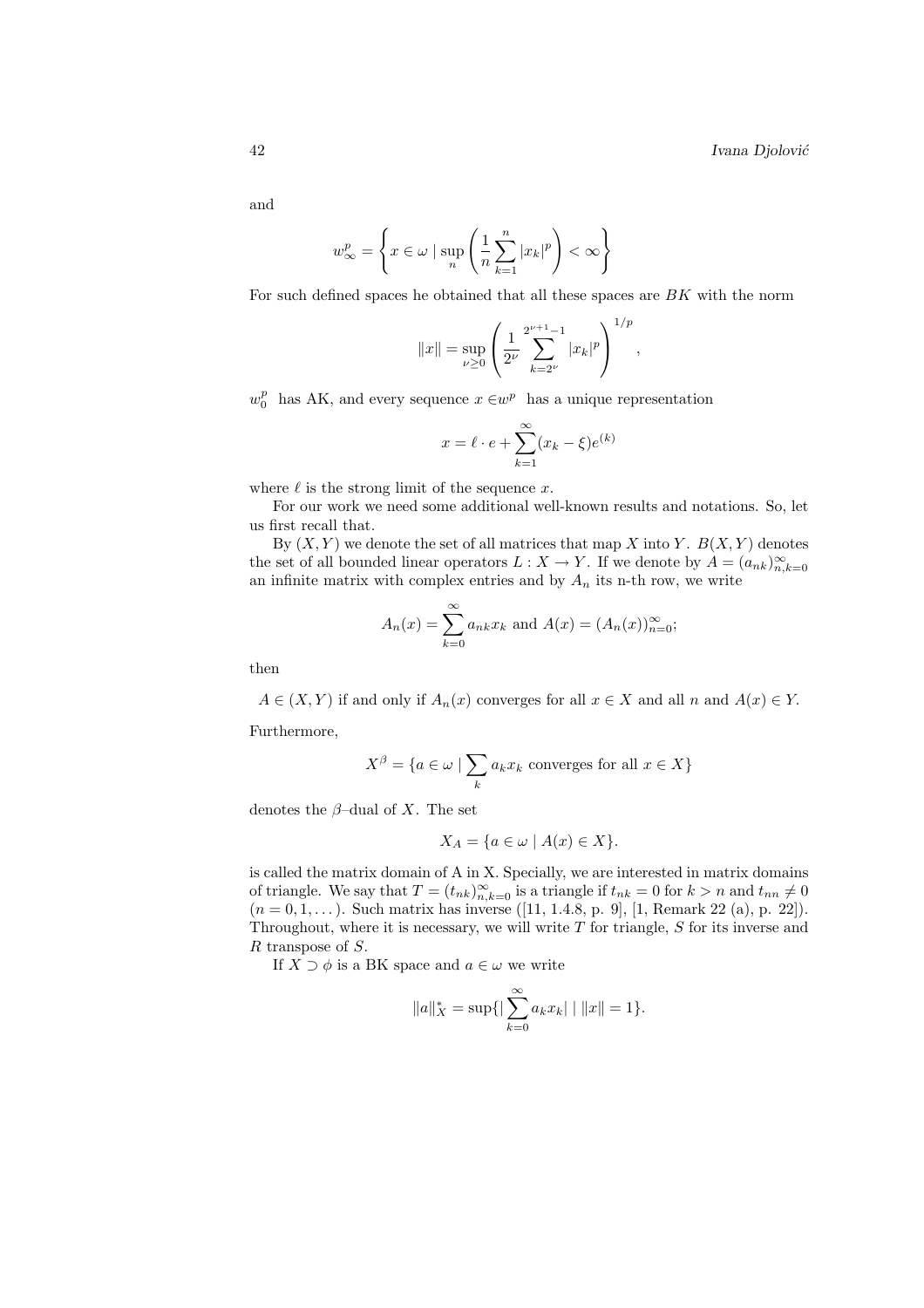and

$$w_{\infty}^{p} = \left\{ x \in \omega \mid \sup_{n} \left( \frac{1}{n} \sum_{k=1}^{n} |x_k|^p \right) < \infty \right\}$$

For such defined spaces he obtained that all these spaces are $BK$ with the norm

$$\|x\| = \sup_{\nu \geq 0} \left( \frac{1}{2^{\nu}} \sum_{k=2^{\nu}}^{2^{\nu+1}-1} |x_k|^p \right)^{1/p},$$

$w_0^p$ has AK, and every sequence $x \in w^p$ has a unique representation

$$x = \ell \cdot e + \sum_{k=1}^{\infty} (x_k - \xi) e^{(k)}$$

where $\ell$ is the strong limit of the sequence $x$.

For our work we need some additional well-known results and notations. So, let us first recall that.

By $(X, Y)$ we denote the set of all matrices that map $X$ into $Y$. $B(X, Y)$ denotes the set of all bounded linear operators $L : X \to Y$. If we denote by $A = (a_{nk})_{n,k=0}^{\infty}$ an infinite matrix with complex entries and by $A_n$ its n-th row, we write

$$A_n(x) = \sum_{k=0}^{\infty} a_{nk} x_k \text{ and } A(x) = (A_n(x))_{n=0}^{\infty};$$

then

$A \in (X, Y)$ if and only if $A_n(x)$ converges for all $x \in X$ and all $n$ and $A(x) \in Y$.

Furthermore,

$$X^{\beta} = \{a \in \omega \mid \sum_{k} a_k x_k \text{ converges for all } x \in X\}$$

denotes the $\beta$–dual of $X$. The set

$$X_A = \{a \in \omega \mid A(x) \in X\}.$$

is called the matrix domain of A in X. Specially, we are interested in matrix domains of triangle. We say that $T = (t_{nk})_{n,k=0}^{\infty}$ is a triangle if $t_{nk} = 0$ for $k > n$ and $t_{nn} \neq 0$ $(n = 0, 1, \dots)$. Such matrix has inverse ([11, 1.4.8, p. 9], [1, Remark 22 (a), p. 22]). Throughout, where it is necessary, we will write $T$ for triangle, $S$ for its inverse and $R$ transpose of $S$.

If $X \supset \phi$ is a BK space and $a \in \omega$ we write

$$\|a\|_X^* = \sup\{| \sum_{k=0}^{\infty} a_k x_k | \mid \|x\| = 1\}.$$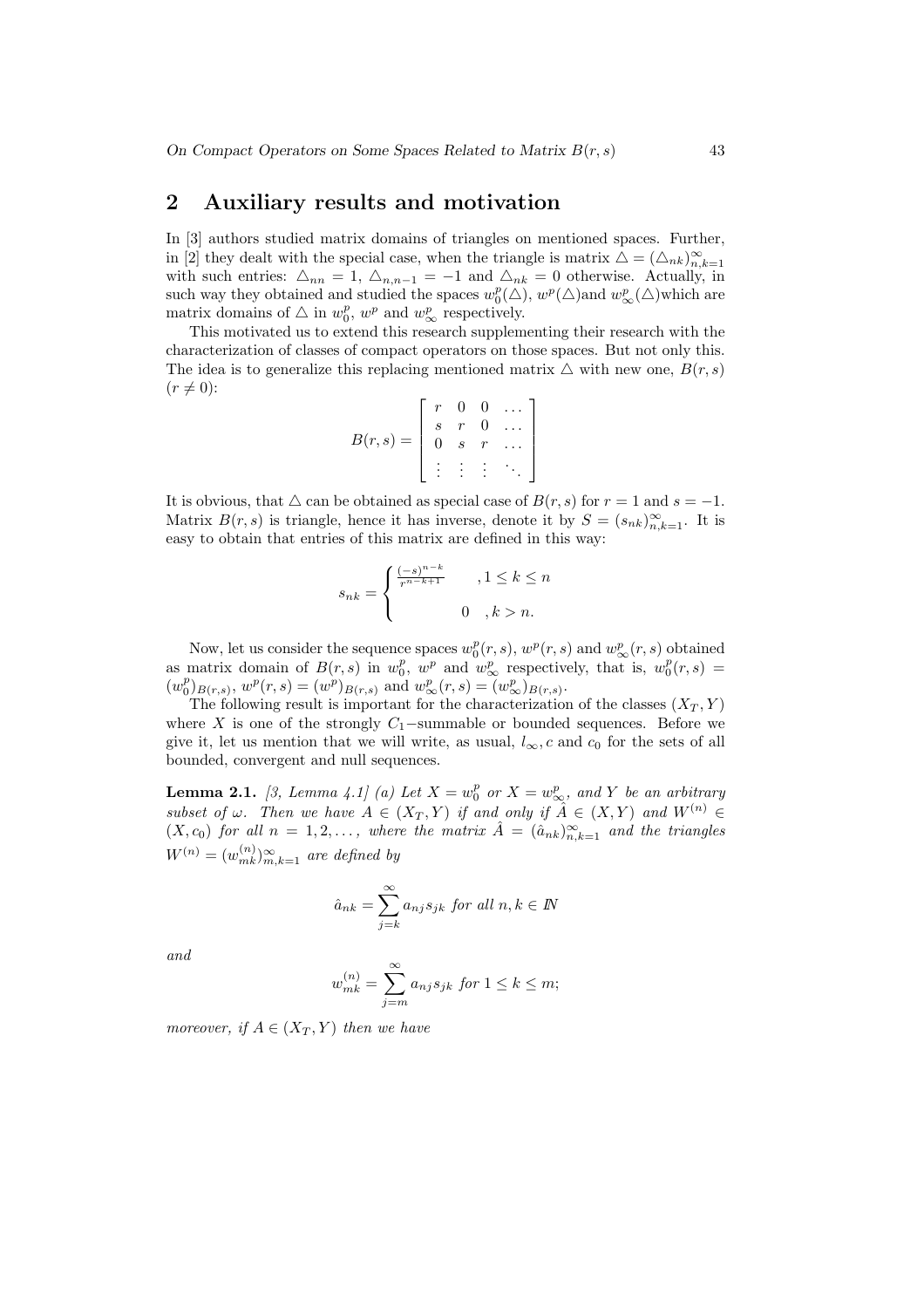## 2 Auxiliary results and motivation

In [3] authors studied matrix domains of triangles on mentioned spaces. Further, in [2] they dealt with the special case, when the triangle is matrix $\triangle = (\triangle_{nk})_{n,k=1}^{\infty}$ with such entries: $\triangle_{nn} = 1$, $\triangle_{n,n-1} = -1$ and $\triangle_{nk} = 0$ otherwise. Actually, in such way they obtained and studied the spaces $w_0^p(\triangle)$, $w^p(\triangle)$and $w_\infty^p(\triangle)$which are matrix domains of $\triangle$ in $w_0^p$, $w^p$ and $w_\infty^p$ respectively.

This motivated us to extend this research supplementing their research with the characterization of classes of compact operators on those spaces. But not only this. The idea is to generalize this replacing mentioned matrix $\triangle$ with new one, $B(r,s)$ ($r \neq 0$):

$$B(r,s) = \begin{bmatrix} r & 0 & 0 & \dots \\ s & r & 0 & \dots \\ 0 & s & r & \dots \\ \vdots & \vdots & \vdots & \ddots \end{bmatrix}$$

It is obvious, that $\triangle$ can be obtained as special case of $B(r,s)$ for $r = 1$ and $s = -1$. Matrix $B(r,s)$ is triangle, hence it has inverse, denote it by $S = (s_{nk})_{n,k=1}^{\infty}$. It is easy to obtain that entries of this matrix are defined in this way:

$$s_{nk} = \begin{cases} \frac{(-s)^{n-k}}{r^{n-k+1}} & , 1 \leq k \leq n \\ 0 & , k > n. \end{cases}$$

Now, let us consider the sequence spaces $w_0^p(r,s)$, $w^p(r,s)$ and $w_\infty^p(r,s)$ obtained as matrix domain of $B(r,s)$ in $w_0^p$, $w^p$ and $w_\infty^p$ respectively, that is, $w_0^p(r,s) = (w_0^p)_{B(r,s)}$, $w^p(r,s) = (w^p)_{B(r,s)}$ and $w_\infty^p(r,s) = (w_\infty^p)_{B(r,s)}$.

The following result is important for the characterization of the classes $(X_T, Y)$ where $X$ is one of the strongly $C_1-$summable or bounded sequences. Before we give it, let us mention that we will write, as usual, $l_\infty$, $c$ and $c_0$ for the sets of all bounded, convergent and null sequences.

**Lemma 2.1.** *[3, Lemma 4.1] (a) Let $X = w_0^p$ or $X = w_\infty^p$, and $Y$ be an arbitrary subset of $\omega$. Then we have $A \in (X_T, Y)$ if and only if $\hat{A} \in (X, Y)$ and $W^{(n)} \in (X, c_0)$ for all $n = 1, 2, \dots$, where the matrix $\hat{A} = (\hat{a}_{nk})_{n,k=1}^{\infty}$ and the triangles $W^{(n)} = (w_{mk}^{(n)})_{m,k=1}^{\infty}$ are defined by*

$$\hat{a}_{nk} = \sum_{j=k}^{\infty} a_{nj} s_{jk} \text{ for all } n, k \in I\!N$$

*and*

$$w_{mk}^{(n)} = \sum_{j=m}^{\infty} a_{nj} s_{jk} \text{ for } 1 \leq k \leq m;$$

*moreover, if $A \in (X_T, Y)$ then we have*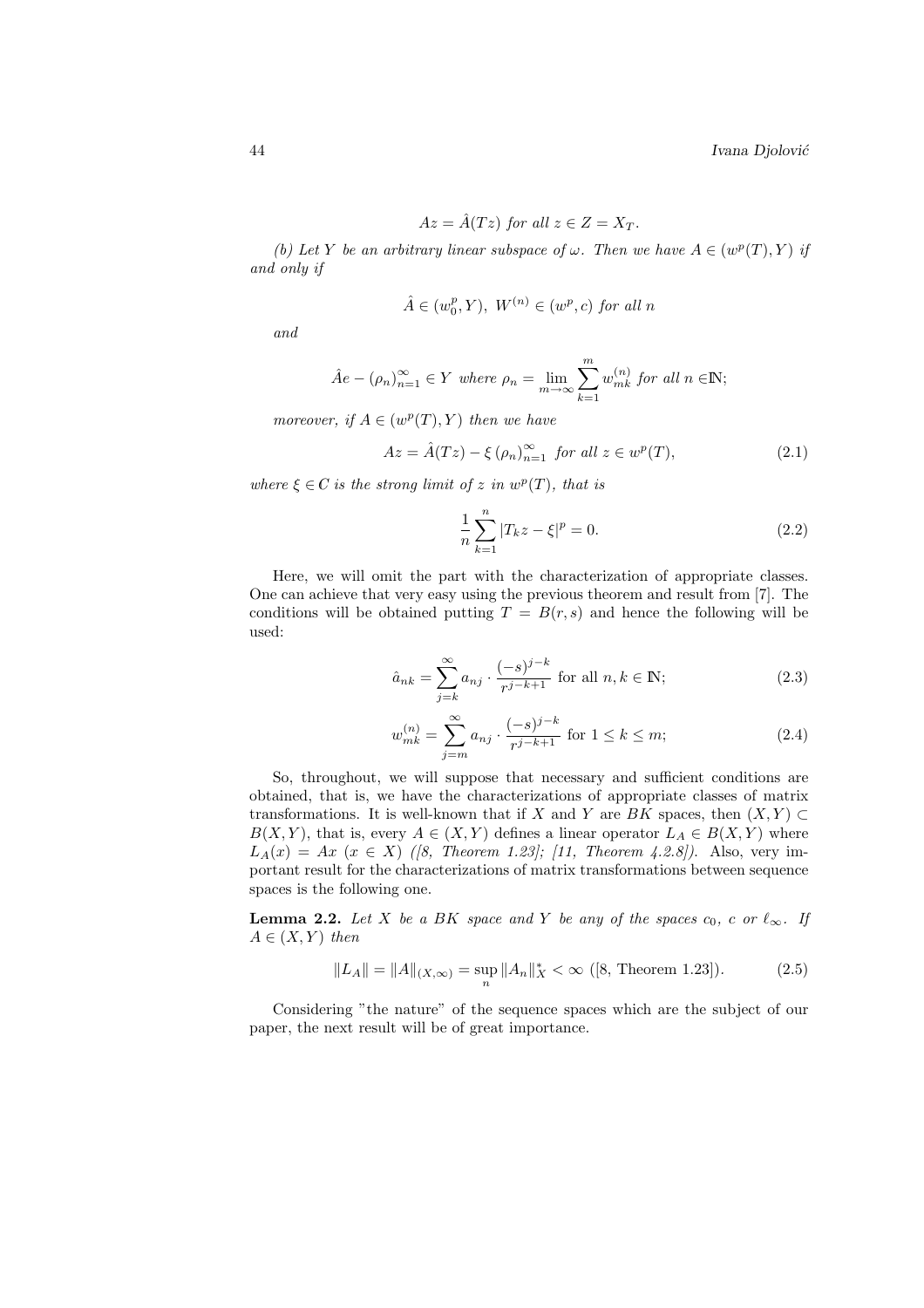$$Az = \hat{A}(Tz) \text{ for all } z \in Z = X_T.$$

*(b) Let $Y$ be an arbitrary linear subspace of $\omega$. Then we have $A \in (w^p(T), Y)$ if and only if*

$$\hat{A} \in (w_0^p, Y),\ W^{(n)} \in (w^p, c) \text{ for all } n$$

*and*

$$\hat{A}e - (\rho_n)_{n=1}^{\infty} \in Y \text{ where } \rho_n = \lim_{m \to \infty} \sum_{k=1}^{m} w_{mk}^{(n)} \text{ for all } n \in \mathbb{N};$$

*moreover, if $A \in (w^p(T), Y)$ then we have*

$$Az = \hat{A}(Tz) - \xi \, (\rho_n)_{n=1}^{\infty} \text{ for all } z \in w^p(T), \tag{2.1}$$

*where $\xi \in C$ is the strong limit of $z$ in $w^p(T)$, that is*

$$\frac{1}{n} \sum_{k=1}^{n} |T_k z - \xi|^p = 0. \tag{2.2}$$

Here, we will omit the part with the characterization of appropriate classes. One can achieve that very easy using the previous theorem and result from [7]. The conditions will be obtained putting $T = B(r, s)$ and hence the following will be used:

$$\hat{a}_{nk} = \sum_{j=k}^{\infty} a_{nj} \cdot \frac{(-s)^{j-k}}{r^{j-k+1}} \text{ for all } n, k \in \mathbb{N}; \tag{2.3}$$

$$w_{mk}^{(n)} = \sum_{j=m}^{\infty} a_{nj} \cdot \frac{(-s)^{j-k}}{r^{j-k+1}} \text{ for } 1 \leq k \leq m; \tag{2.4}$$

So, throughout, we will suppose that necessary and sufficient conditions are obtained, that is, we have the characterizations of appropriate classes of matrix transformations. It is well-known that if $X$ and $Y$ are $BK$ spaces, then $(X, Y) \subset B(X, Y)$, that is, every $A \in (X, Y)$ defines a linear operator $L_A \in B(X, Y)$ where $L_A(x) = Ax$ $(x \in X)$ *([8, Theorem 1.23]; [11, Theorem 4.2.8])*. Also, very important result for the characterizations of matrix transformations between sequence spaces is the following one.

**Lemma 2.2.** *Let $X$ be a BK space and $Y$ be any of the spaces $c_0$, $c$ or $\ell_\infty$. If $A \in (X, Y)$ then*

$$\|L_A\| = \|A\|_{(X,\infty)} = \sup_n \|A_n\|_X^* < \infty \text{ ([8, Theorem 1.23]).} \tag{2.5}$$

Considering "the nature" of the sequence spaces which are the subject of our paper, the next result will be of great importance.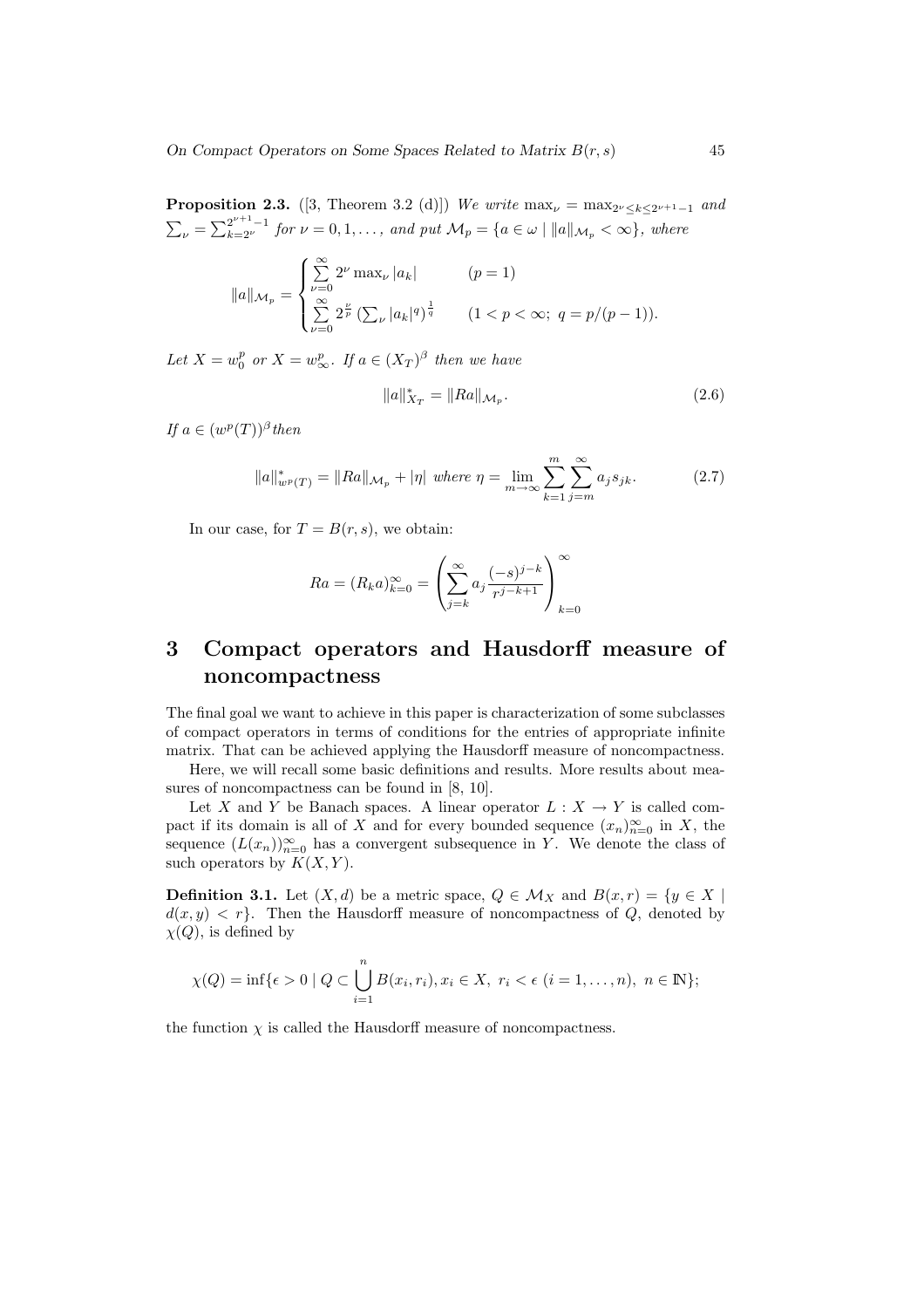**Proposition 2.3.** ([3, Theorem 3.2 (d)]) *We write* $\max_\nu = \max_{2^\nu \le k \le 2^{\nu+1}-1}$ *and* $\sum_\nu = \sum_{k=2^\nu}^{2^{\nu+1}-1}$ *for* $\nu = 0, 1, \ldots,$ *and put* $\mathcal{M}_p = \{a \in \omega \mid \|a\|_{\mathcal{M}_p} < \infty\}$*, where*

$$\|a\|_{\mathcal{M}_p} = \begin{cases} \sum\limits_{\nu=0}^{\infty} 2^\nu \max_\nu |a_k| & (p = 1) \\ \sum\limits_{\nu=0}^{\infty} 2^{\frac{\nu}{p}} \left(\sum_\nu |a_k|^q\right)^{\frac{1}{q}} & (1 < p < \infty;\ q = p/(p-1)). \end{cases}$$

*Let* $X = w_0^p$ *or* $X = w_\infty^p$*. If* $a \in (X_T)^\beta$ *then we have*

$$\|a\|^*_{X_T} = \|Ra\|_{\mathcal{M}_p}. \tag{2.6}$$

*If* $a \in (w^p(T))^\beta$ *then*

$$\|a\|^*_{w^p(T)} = \|Ra\|_{\mathcal{M}_p} + |\eta| \text{ where } \eta = \lim_{m\to\infty} \sum_{k=1}^{m} \sum_{j=m}^{\infty} a_j s_{jk}. \tag{2.7}$$

In our case, for $T = B(r, s)$, we obtain:

$$Ra = (R_k a)_{k=0}^\infty = \left(\sum_{j=k}^{\infty} a_j \frac{(-s)^{j-k}}{r^{j-k+1}}\right)_{k=0}^{\infty}$$

# 3 Compact operators and Hausdorff measure of noncompactness

The final goal we want to achieve in this paper is characterization of some subclasses of compact operators in terms of conditions for the entries of appropriate infinite matrix. That can be achieved applying the Hausdorff measure of noncompactness.

Here, we will recall some basic definitions and results. More results about measures of noncompactness can be found in [8, 10].

Let $X$ and $Y$ be Banach spaces. A linear operator $L : X \to Y$ is called compact if its domain is all of $X$ and for every bounded sequence $(x_n)_{n=0}^\infty$ in $X$, the sequence $(L(x_n))_{n=0}^\infty$ has a convergent subsequence in $Y$. We denote the class of such operators by $K(X, Y)$.

**Definition 3.1.** Let $(X, d)$ be a metric space, $Q \in \mathcal{M}_X$ and $B(x, r) = \{y \in X \mid d(x, y) < r\}$. Then the Hausdorff measure of noncompactness of $Q$, denoted by $\chi(Q)$, is defined by

$$\chi(Q) = \inf\{\epsilon > 0 \mid Q \subset \bigcup_{i=1}^{n} B(x_i, r_i), x_i \in X,\ r_i < \epsilon\ (i = 1, \ldots, n),\ n \in \mathbb{N}\};$$

the function $\chi$ is called the Hausdorff measure of noncompactness.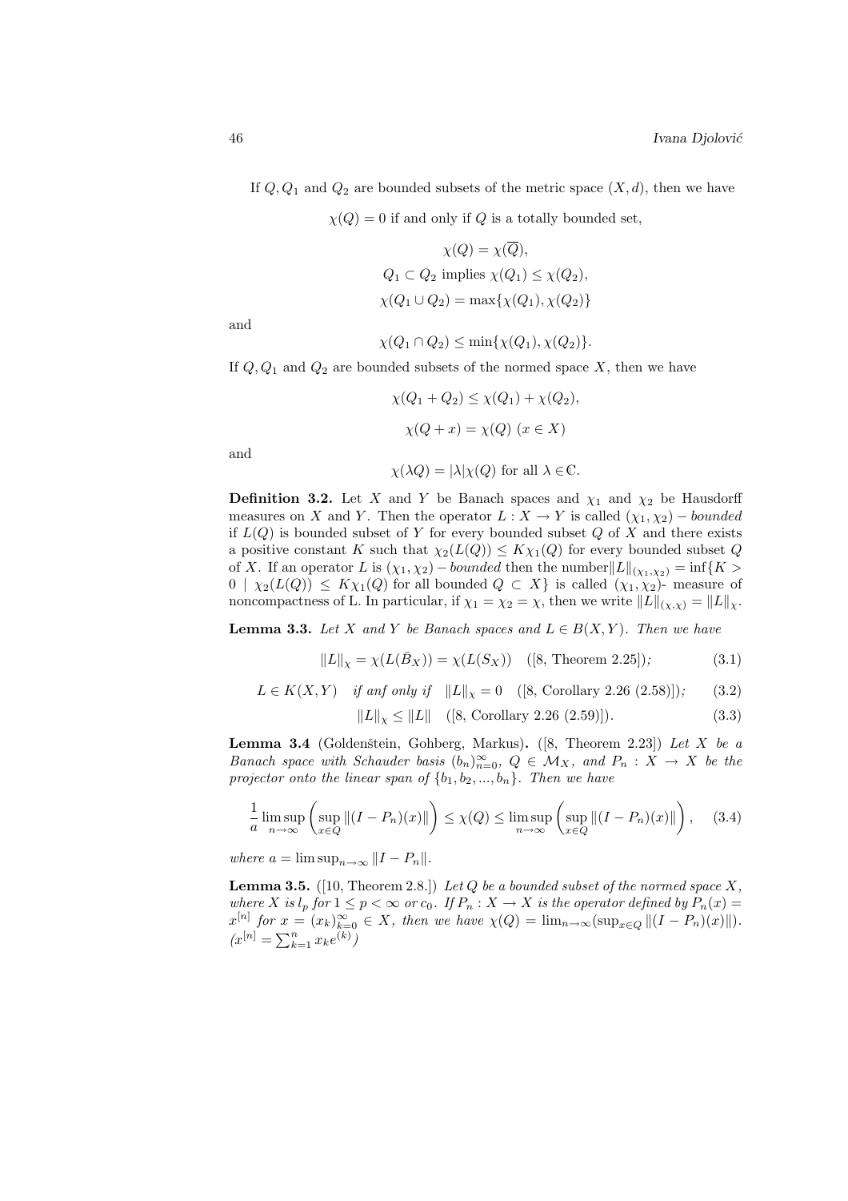If $Q, Q_1$ and $Q_2$ are bounded subsets of the metric space $(X, d)$, then we have

$$\chi(Q) = 0 \text{ if and only if } Q \text{ is a totally bounded set,}$$

$$\chi(Q) = \chi(\overline{Q}),$$

$$Q_1 \subset Q_2 \text{ implies } \chi(Q_1) \leq \chi(Q_2),$$

$$\chi(Q_1 \cup Q_2) = \max\{\chi(Q_1), \chi(Q_2)\}$$

and

$$\chi(Q_1 \cap Q_2) \leq \min\{\chi(Q_1), \chi(Q_2)\}.$$

If $Q, Q_1$ and $Q_2$ are bounded subsets of the normed space $X$, then we have

$$\chi(Q_1 + Q_2) \leq \chi(Q_1) + \chi(Q_2),$$

$$\chi(Q + x) = \chi(Q) \ (x \in X)$$

and

$$\chi(\lambda Q) = |\lambda| \chi(Q) \text{ for all } \lambda \in \mathbb{C}.$$

**Definition 3.2.** Let $X$ and $Y$ be Banach spaces and $\chi_1$ and $\chi_2$ be Hausdorff measures on $X$ and $Y$. Then the operator $L : X \to Y$ is called $(\chi_1, \chi_2) - bounded$ if $L(Q)$ is bounded subset of $Y$ for every bounded subset $Q$ of $X$ and there exists a positive constant $K$ such that $\chi_2(L(Q)) \leq K\chi_1(Q)$ for every bounded subset $Q$ of $X$. If an operator $L$ is $(\chi_1, \chi_2) - bounded$ then the number$\|L\|_{(\chi_1,\chi_2)} = \inf\{K > 0 \mid \chi_2(L(Q)) \leq K\chi_1(Q)$ for all bounded $Q \subset X\}$ is called $(\chi_1, \chi_2)$- measure of noncompactness of L. In particular, if $\chi_1 = \chi_2 = \chi$, then we write $\|L\|_{(\chi,\chi)} = \|L\|_\chi$.

**Lemma 3.3.** *Let $X$ and $Y$ be Banach spaces and $L \in B(X, Y)$. Then we have*

$$\|L\|_\chi = \chi(L(\bar{B}_X)) = \chi(L(S_X)) \quad \text{([8, Theorem 2.25]);} \tag{3.1}$$

$$L \in K(X, Y) \quad \textit{if anf only if} \quad \|L\|_\chi = 0 \quad \text{([8, Corollary 2.26 (2.58)]);} \tag{3.2}$$

$$\|L\|_\chi \leq \|L\| \quad \text{([8, Corollary 2.26 (2.59)]).} \tag{3.3}$$

**Lemma 3.4** (Goldenštein, Gohberg, Markus)**.** ([8, Theorem 2.23]) *Let $X$ be a Banach space with Schauder basis $(b_n)_{n=0}^\infty$, $Q \in \mathcal{M}_X$, and $P_n : X \to X$ be the projector onto the linear span of $\{b_1, b_2, ..., b_n\}$. Then we have*

$$\frac{1}{a} \limsup_{n\to\infty} \left( \sup_{x \in Q} \|(I - P_n)(x)\| \right) \leq \chi(Q) \leq \limsup_{n\to\infty} \left( \sup_{x \in Q} \|(I - P_n)(x)\| \right), \tag{3.4}$$

*where $a = \limsup_{n\to\infty} \|I - P_n\|$.*

**Lemma 3.5.** ([10, Theorem 2.8.]) *Let $Q$ be a bounded subset of the normed space $X$, where $X$ is $l_p$ for $1 \leq p < \infty$ or $c_0$. If $P_n : X \to X$ is the operator defined by $P_n(x) = x^{[n]}$ for $x = (x_k)_{k=0}^\infty \in X$, then we have $\chi(Q) = \lim_{n\to\infty}(\sup_{x\in Q} \|(I - P_n)(x)\|)$. $(x^{[n]} = \sum_{k=1}^n x_k e^{(k)})$*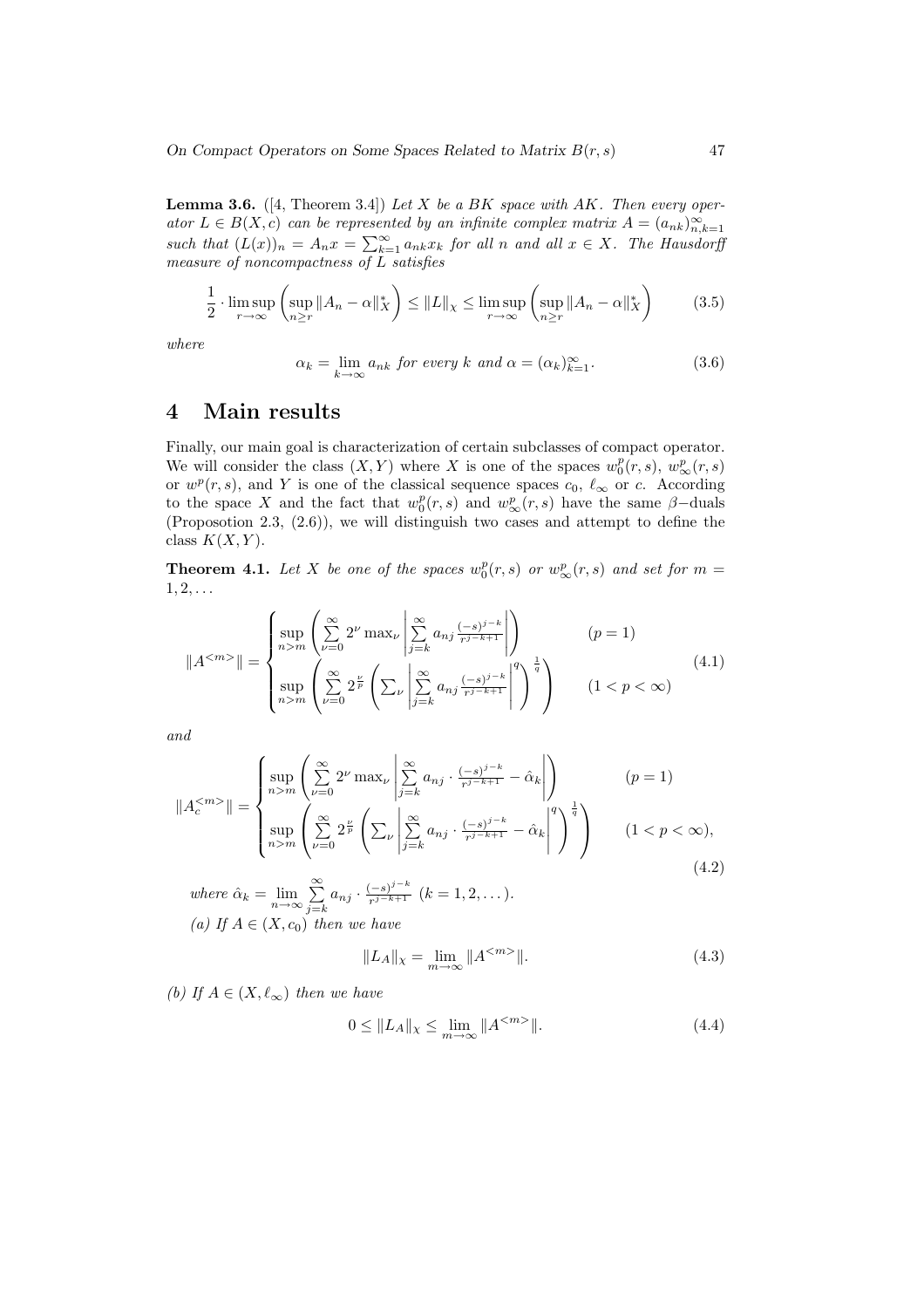**Lemma 3.6.** ([4, Theorem 3.4]) *Let $X$ be a BK space with AK. Then every operator $L \in B(X, c)$ can be represented by an infinite complex matrix $A = (a_{nk})_{n,k=1}^{\infty}$ such that $(L(x))_n = A_n x = \sum_{k=1}^{\infty} a_{nk} x_k$ for all $n$ and all $x \in X$. The Hausdorff measure of noncompactness of $L$ satisfies*

$$\frac{1}{2} \cdot \limsup_{r \to \infty} \left( \sup_{n \geq r} \|A_n - \alpha\|_X^* \right) \leq \|L\|_\chi \leq \limsup_{r \to \infty} \left( \sup_{n \geq r} \|A_n - \alpha\|_X^* \right) \tag{3.5}$$

*where*

$$\alpha_k = \lim_{k \to \infty} a_{nk} \text{ for every } k \text{ and } \alpha = (\alpha_k)_{k=1}^{\infty}. \tag{3.6}$$

# 4 Main results

Finally, our main goal is characterization of certain subclasses of compact operator. We will consider the class $(X, Y)$ where $X$ is one of the spaces $w_0^p(r,s)$, $w_\infty^p(r,s)$ or $w^p(r,s)$, and $Y$ is one of the classical sequence spaces $c_0$, $\ell_\infty$ or $c$. According to the space $X$ and the fact that $w_0^p(r,s)$ and $w_\infty^p(r,s)$ have the same $\beta-$duals (Proposotion 2.3, (2.6)), we will distinguish two cases and attempt to define the class $K(X,Y)$.

**Theorem 4.1.** *Let $X$ be one of the spaces $w_0^p(r,s)$ or $w_\infty^p(r,s)$ and set for $m = 1, 2, \dots$*

$$\|A^{<m>}\| = \begin{cases} \sup\limits_{n>m} \left( \sum\limits_{\nu=0}^{\infty} 2^{\nu} \max_\nu \left| \sum\limits_{j=k}^{\infty} a_{nj} \frac{(-s)^{j-k}}{r^{j-k+1}} \right| \right) & (p=1) \\ \sup\limits_{n>m} \left( \sum\limits_{\nu=0}^{\infty} 2^{\frac{\nu}{p}} \left( \sum_\nu \left| \sum\limits_{j=k}^{\infty} a_{nj} \frac{(-s)^{j-k}}{r^{j-k+1}} \right|^q \right)^{\frac{1}{q}} \right) & (1 < p < \infty) \end{cases} \tag{4.1}$$

*and*

$$\|A_c^{<m>}\| = \begin{cases} \sup\limits_{n>m} \left( \sum\limits_{\nu=0}^{\infty} 2^{\nu} \max_\nu \left| \sum\limits_{j=k}^{\infty} a_{nj} \cdot \frac{(-s)^{j-k}}{r^{j-k+1}} - \hat{\alpha}_k \right| \right) & (p=1) \\ \sup\limits_{n>m} \left( \sum\limits_{\nu=0}^{\infty} 2^{\frac{\nu}{p}} \left( \sum_\nu \left| \sum\limits_{j=k}^{\infty} a_{nj} \cdot \frac{(-s)^{j-k}}{r^{j-k+1}} - \hat{\alpha}_k \right|^q \right)^{\frac{1}{q}} \right) & (1 < p < \infty), \end{cases} \tag{4.2}$$

*where $\hat{\alpha}_k = \lim\limits_{n \to \infty} \sum\limits_{j=k}^{\infty} a_{nj} \cdot \frac{(-s)^{j-k}}{r^{j-k+1}}$ $(k = 1, 2, \dots)$.*

*(a) If $A \in (X, c_0)$ then we have*

$$\|L_A\|_\chi = \lim_{m \to \infty} \|A^{<m>}\|. \tag{4.3}$$

*(b) If $A \in (X, \ell_\infty)$ then we have*

$$0 \leq \|L_A\|_\chi \leq \lim_{m \to \infty} \|A^{<m>}\|. \tag{4.4}$$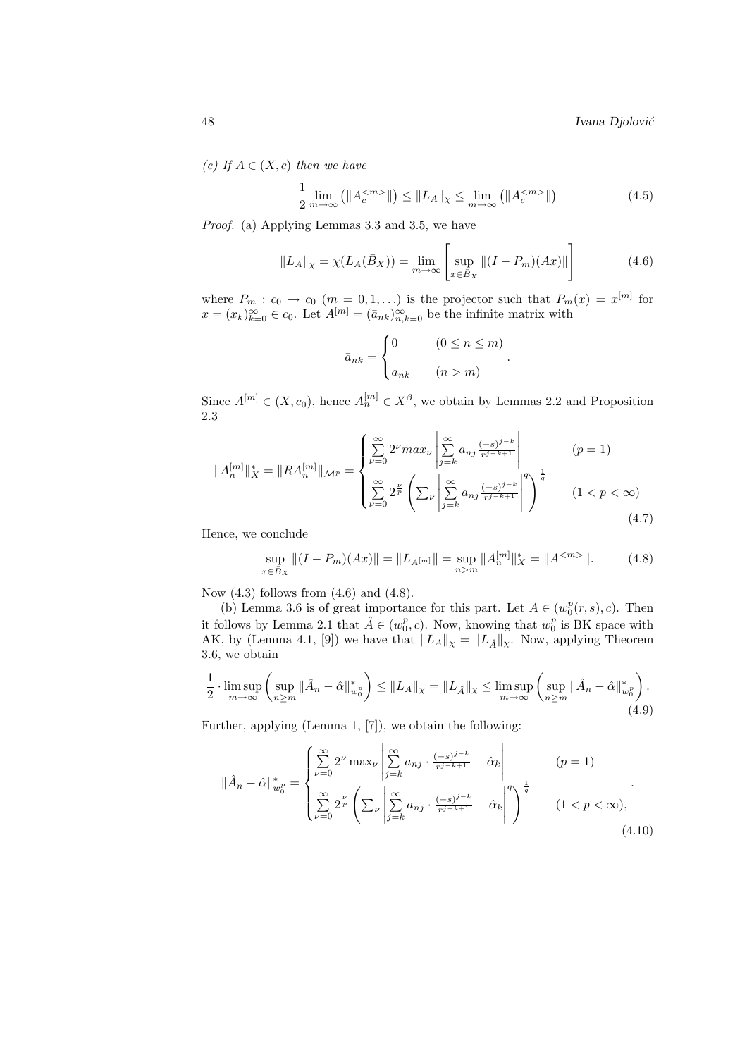*(c) If $A \in (X, c)$ then we have*

$$\frac{1}{2} \lim_{m\to\infty} \left(\|A_c^{<m>}\|\right) \leq \|L_A\|_\chi \leq \lim_{m\to\infty} \left(\|A_c^{<m>}\|\right) \tag{4.5}$$

*Proof.* (a) Applying Lemmas 3.3 and 3.5, we have

$$\|L_A\|_\chi = \chi(L_A(\bar{B}_X)) = \lim_{m\to\infty} \left[ \sup_{x\in\bar{B}_X} \|(I - P_m)(Ax)\| \right] \tag{4.6}$$

where $P_m : c_0 \to c_0$ $(m = 0, 1, \ldots)$ is the projector such that $P_m(x) = x^{[m]}$ for $x = (x_k)_{k=0}^\infty \in c_0$. Let $A^{[m]} = (\bar{a}_{nk})_{n,k=0}^\infty$ be the infinite matrix with

$$\bar{a}_{nk} = \begin{cases} 0 & (0 \leq n \leq m) \\ a_{nk} & (n > m) \end{cases}.$$

Since $A^{[m]} \in (X, c_0)$, hence $A_n^{[m]} \in X^\beta$, we obtain by Lemmas 2.2 and Proposition 2.3

$$\|A_n^{[m]}\|_X^* = \|RA_n^{[m]}\|_{\mathcal{M}^p} = \begin{cases} \sum\limits_{\nu=0}^\infty 2^\nu max_\nu \left| \sum\limits_{j=k}^\infty a_{nj} \frac{(-s)^{j-k}}{r^{j-k+1}} \right| & (p = 1) \\ \sum\limits_{\nu=0}^\infty 2^{\frac{\nu}{p}} \left( \sum_\nu \left| \sum\limits_{j=k}^\infty a_{nj} \frac{(-s)^{j-k}}{r^{j-k+1}} \right|^q \right)^{\frac{1}{q}} & (1 < p < \infty) \end{cases} \tag{4.7}$$

Hence, we conclude

$$\sup_{x\in\bar{B}_X} \|(I - P_m)(Ax)\| = \|L_{A^{[m]}}\| = \sup_{n>m} \|A_n^{[m]}\|_X^* = \|A^{<m>}\|. \tag{4.8}$$

Now (4.3) follows from (4.6) and (4.8).

(b) Lemma 3.6 is of great importance for this part. Let $A \in (w_0^p(r, s), c)$. Then it follows by Lemma 2.1 that $\hat{A} \in (w_0^p, c)$. Now, knowing that $w_0^p$ is BK space with AK, by (Lemma 4.1, [9]) we have that $\|L_A\|_\chi = \|L_{\hat{A}}\|_\chi$. Now, applying Theorem 3.6, we obtain

$$\frac{1}{2} \cdot \limsup_{m\to\infty} \left( \sup_{n\geq m} \|\hat{A}_n - \hat{\alpha}\|_{w_0^p}^* \right) \leq \|L_A\|_\chi = \|L_{\hat{A}}\|_\chi \leq \limsup_{m\to\infty} \left( \sup_{n\geq m} \|\hat{A}_n - \hat{\alpha}\|_{w_0^p}^* \right). \tag{4.9}$$

Further, applying (Lemma 1, [7]), we obtain the following:

$$\|\hat{A}_n - \hat{\alpha}\|_{w_0^p}^* = \begin{cases} \sum\limits_{\nu=0}^\infty 2^\nu \max_\nu \left| \sum\limits_{j=k}^\infty a_{nj} \cdot \frac{(-s)^{j-k}}{r^{j-k+1}} - \hat{\alpha}_k \right| & (p = 1) \\ \sum\limits_{\nu=0}^\infty 2^{\frac{\nu}{p}} \left( \sum_\nu \left| \sum\limits_{j=k}^\infty a_{nj} \cdot \frac{(-s)^{j-k}}{r^{j-k+1}} - \hat{\alpha}_k \right|^q \right)^{\frac{1}{q}} & (1 < p < \infty), \end{cases} \tag{4.10}$$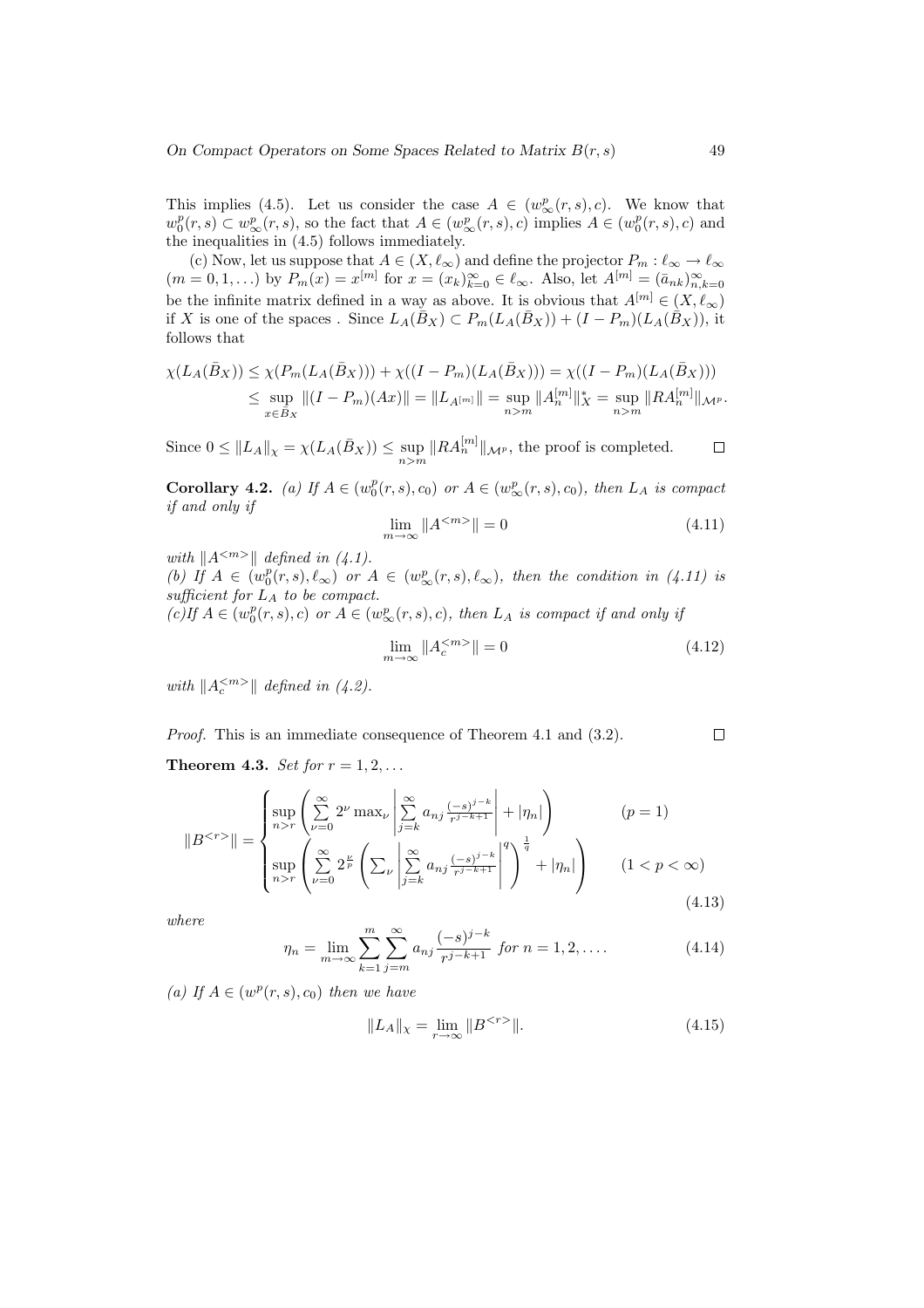This implies (4.5). Let us consider the case $A \in (w_\infty^p(r,s), c)$. We know that $w_0^p(r,s) \subset w_\infty^p(r,s)$, so the fact that $A \in (w_\infty^p(r,s), c)$ implies $A \in (w_0^p(r,s), c)$ and the inequalities in (4.5) follows immediately.

(c) Now, let us suppose that $A \in (X, \ell_\infty)$ and define the projector $P_m : \ell_\infty \to \ell_\infty$ $(m = 0, 1, \ldots)$ by $P_m(x) = x^{[m]}$ for $x = (x_k)_{k=0}^\infty \in \ell_\infty$. Also, let $A^{[m]} = (\bar{a}_{nk})_{n,k=0}^\infty$ be the infinite matrix defined in a way as above. It is obvious that $A^{[m]} \in (X, \ell_\infty)$ if $X$ is one of the spaces . Since $L_A(\bar{B}_X) \subset P_m(L_A(\bar{B}_X)) + (I - P_m)(L_A(\bar{B}_X))$, it follows that

$$
\begin{aligned}
\chi(L_A(\bar{B}_X)) &\le \chi(P_m(L_A(\bar{B}_X))) + \chi((I - P_m)(L_A(\bar{B}_X))) = \chi((I - P_m)(L_A(\bar{B}_X))) \\
&\le \sup_{x \in \bar{B}_X} \|(I - P_m)(Ax)\| = \|L_{A^{[m]}}\| = \sup_{n > m} \|A_n^{[m]}\|_X^* = \sup_{n>m} \|RA_n^{[m]}\|_{\mathcal{M}^p}.
\end{aligned}
$$

Since $0 \le \|L_A\|_\chi = \chi(L_A(\bar{B}_X)) \le \sup_{n>m} \|RA_n^{[m]}\|_{\mathcal{M}^p}$, the proof is completed. $\square$

**Corollary 4.2.** *(a) If $A \in (w_0^p(r,s), c_0)$ or $A \in (w_\infty^p(r,s), c_0)$, then $L_A$ is compact if and only if*

$$
\lim_{m \to \infty} \|A^{<m>}\| = 0 \tag{4.11}
$$

*with $\|A^{<m>}\|$ defined in (4.1).*
*(b) If $A \in (w_0^p(r,s), \ell_\infty)$ or $A \in (w_\infty^p(r,s), \ell_\infty)$, then the condition in (4.11) is sufficient for $L_A$ to be compact.*
*(c)If $A \in (w_0^p(r,s), c)$ or $A \in (w_\infty^p(r,s), c)$, then $L_A$ is compact if and only if*

$$
\lim_{m \to \infty} \|A_c^{<m>}\| = 0 \tag{4.12}
$$

*with $\|A_c^{<m>}\|$ defined in (4.2).*

*Proof.* This is an immediate consequence of Theorem 4.1 and (3.2). $\square$

**Theorem 4.3.** *Set for $r = 1, 2, \ldots$*

$$
\|B^{<r>}\| = \begin{cases} \sup\limits_{n>r} \left( \sum\limits_{\nu=0}^\infty 2^\nu \max_\nu \left| \sum\limits_{j=k}^\infty a_{nj} \frac{(-s)^{j-k}}{r^{j-k+1}} \right| + |\eta_n| \right) & (p = 1) \\ \sup\limits_{n>r} \left( \sum\limits_{\nu=0}^\infty 2^{\frac{\nu}{p}} \left( \sum_\nu \left| \sum\limits_{j=k}^\infty a_{nj} \frac{(-s)^{j-k}}{r^{j-k+1}} \right|^q \right)^{\frac{1}{q}} + |\eta_n| \right) & (1 < p < \infty) \end{cases} \tag{4.13}
$$

*where*

$$
\eta_n = \lim_{m \to \infty} \sum_{k=1}^m \sum_{j=m}^\infty a_{nj} \frac{(-s)^{j-k}}{r^{j-k+1}} \text{ for } n = 1, 2, \ldots. \tag{4.14}
$$

*(a) If $A \in (w^p(r,s), c_0)$ then we have*

$$
\|L_A\|_\chi = \lim_{r \to \infty} \|B^{<r>}\|. \tag{4.15}
$$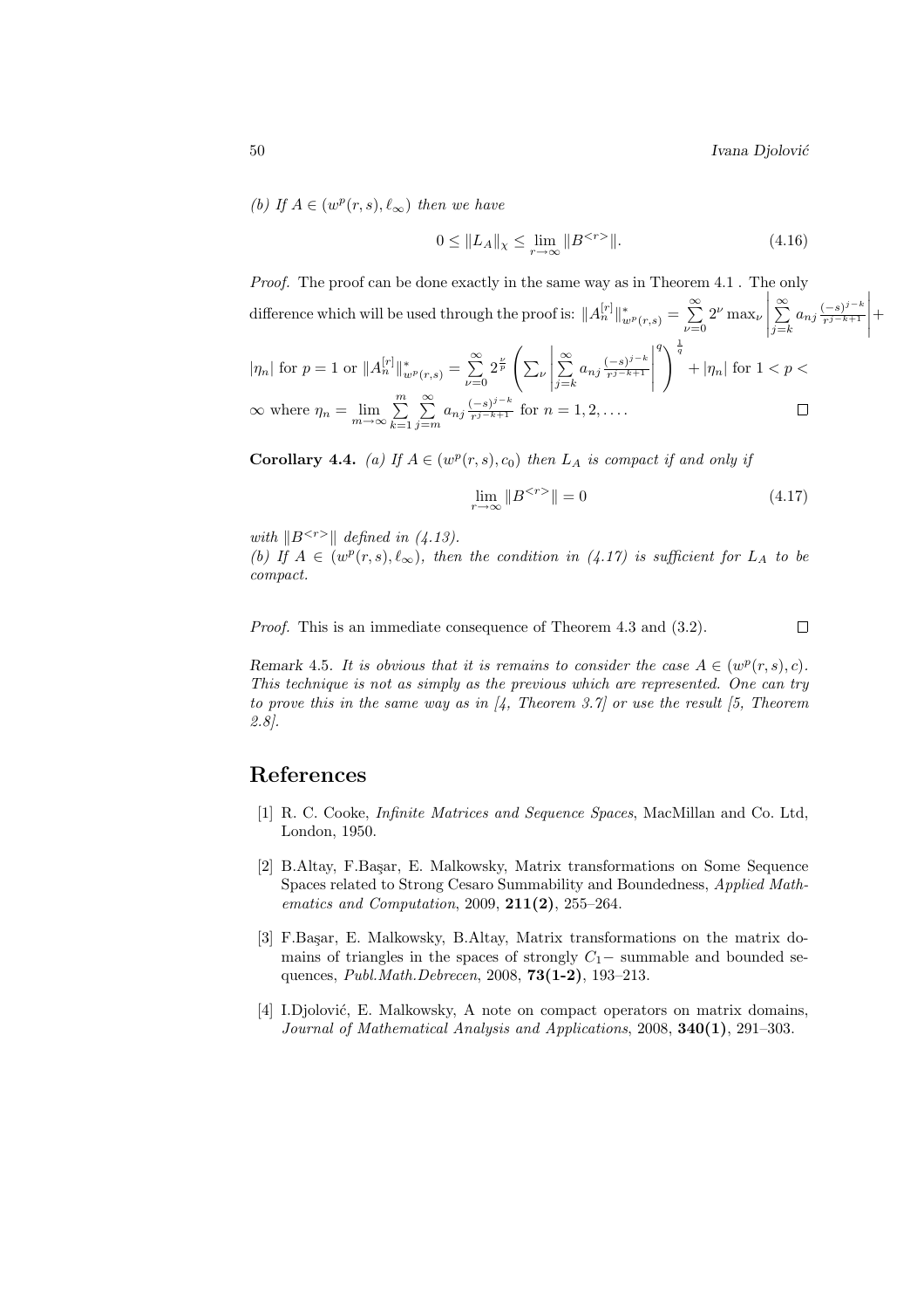*(b) If $A \in (w^p(r,s), \ell_\infty)$ then we have*

$$0 \le \|L_A\|_\chi \le \lim_{r\to\infty} \|B^{<r>}\|. \tag{4.16}$$

*Proof.* The proof can be done exactly in the same way as in Theorem 4.1 . The only difference which will be used through the proof is: $\|A_n^{[r]}\|^*_{w^p(r,s)} = \sum_{\nu=0}^{\infty} 2^\nu \max_\nu \left| \sum_{j=k}^{\infty} a_{nj} \frac{(-s)^{j-k}}{r^{j-k+1}} \right| + |\eta_n|$ for $p = 1$ or $\|A_n^{[r]}\|^*_{w^p(r,s)} = \sum_{\nu=0}^{\infty} 2^{\frac{\nu}{p}} \left( \sum_\nu \left| \sum_{j=k}^{\infty} a_{nj} \frac{(-s)^{j-k}}{r^{j-k+1}} \right|^q \right)^{\frac{1}{q}} + |\eta_n|$ for $1 < p < \infty$ where $\eta_n = \lim_{m\to\infty} \sum_{k=1}^{m} \sum_{j=m}^{\infty} a_{nj} \frac{(-s)^{j-k}}{r^{j-k+1}}$ for $n = 1, 2, \ldots$. □

**Corollary 4.4.** *(a) If $A \in (w^p(r,s), c_0)$ then $L_A$ is compact if and only if*

$$\lim_{r\to\infty} \|B^{<r>}\| = 0 \tag{4.17}$$

*with $\|B^{<r>}\|$ defined in (4.13).*
*(b) If $A \in (w^p(r,s), \ell_\infty)$, then the condition in (4.17) is sufficient for $L_A$ to be compact.*

*Proof.* This is an immediate consequence of Theorem 4.3 and (3.2). □

*Remark* 4.5. *It is obvious that it is remains to consider the case $A \in (w^p(r,s), c)$. This technique is not as simply as the previous which are represented. One can try to prove this in the same way as in [4, Theorem 3.7] or use the result [5, Theorem 2.8].*

## References

[1] R. C. Cooke, *Infinite Matrices and Sequence Spaces*, MacMillan and Co. Ltd, London, 1950.

[2] B.Altay, F.Başar, E. Malkowsky, Matrix transformations on Some Sequence Spaces related to Strong Cesaro Summability and Boundedness, *Applied Mathematics and Computation*, 2009, **211(2)**, 255–264.

[3] F.Başar, E. Malkowsky, B.Altay, Matrix transformations on the matrix domains of triangles in the spaces of strongly $C_1-$ summable and bounded sequences, *Publ.Math.Debrecen*, 2008, **73(1-2)**, 193–213.

[4] I.Djolović, E. Malkowsky, A note on compact operators on matrix domains, *Journal of Mathematical Analysis and Applications*, 2008, **340(1)**, 291–303.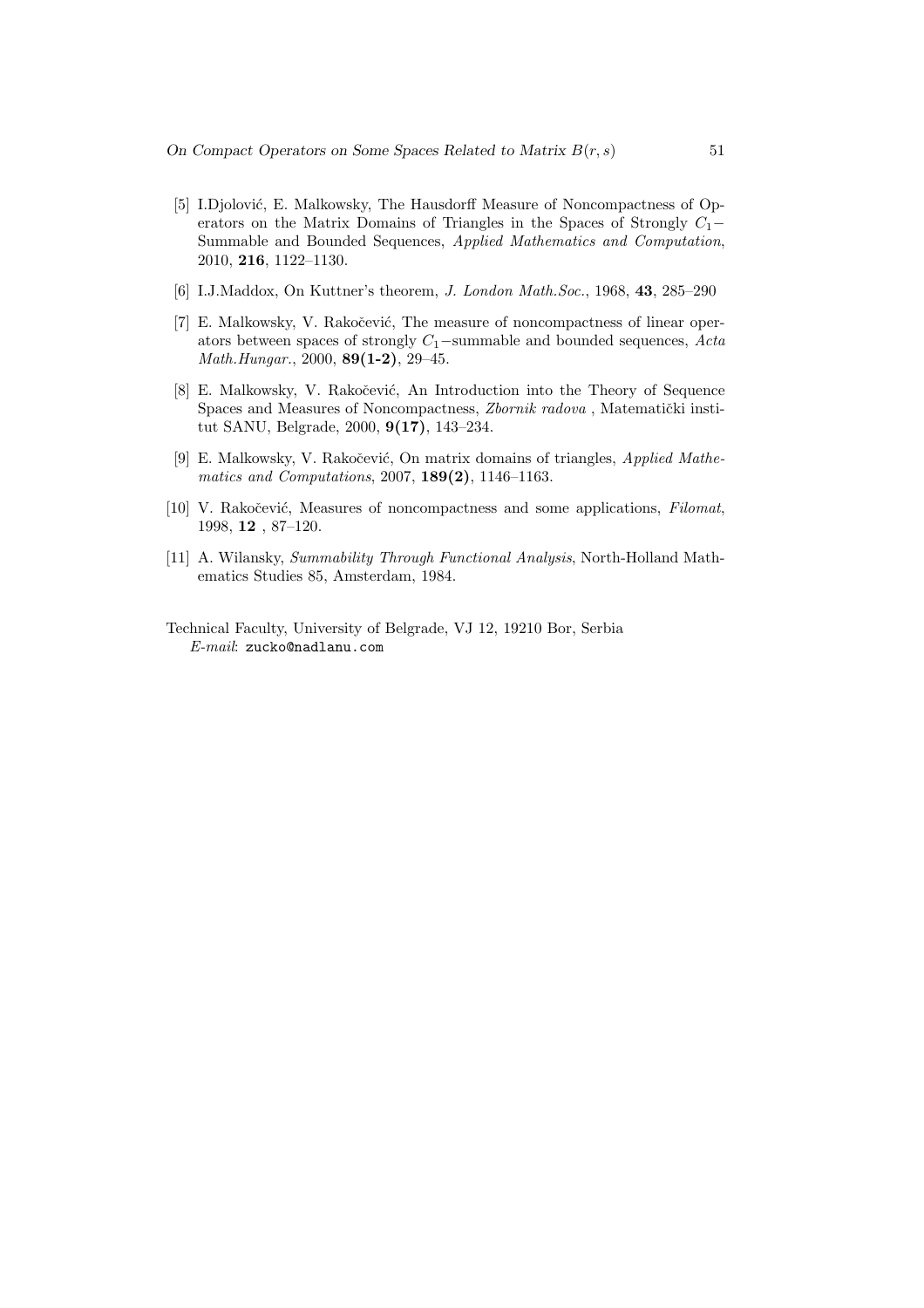[5] I.Djolović, E. Malkowsky, The Hausdorff Measure of Noncompactness of Operators on the Matrix Domains of Triangles in the Spaces of Strongly $C_1-$ Summable and Bounded Sequences, *Applied Mathematics and Computation*, 2010, **216**, 1122–1130.

[6] I.J.Maddox, On Kuttner's theorem, *J. London Math.Soc.*, 1968, **43**, 285–290

[7] E. Malkowsky, V. Rakočević, The measure of noncompactness of linear operators between spaces of strongly $C_1-$summable and bounded sequences, *Acta Math.Hungar.*, 2000, **89(1-2)**, 29–45.

[8] E. Malkowsky, V. Rakočević, An Introduction into the Theory of Sequence Spaces and Measures of Noncompactness, *Zbornik radova* , Matematički institut SANU, Belgrade, 2000, **9(17)**, 143–234.

[9] E. Malkowsky, V. Rakočević, On matrix domains of triangles, *Applied Mathematics and Computations*, 2007, **189(2)**, 1146–1163.

[10] V. Rakočević, Measures of noncompactness and some applications, *Filomat*, 1998, **12** , 87–120.

[11] A. Wilansky, *Summability Through Functional Analysis*, North-Holland Mathematics Studies 85, Amsterdam, 1984.

Technical Faculty, University of Belgrade, VJ 12, 19210 Bor, Serbia
*E-mail*: zucko@nadlanu.com